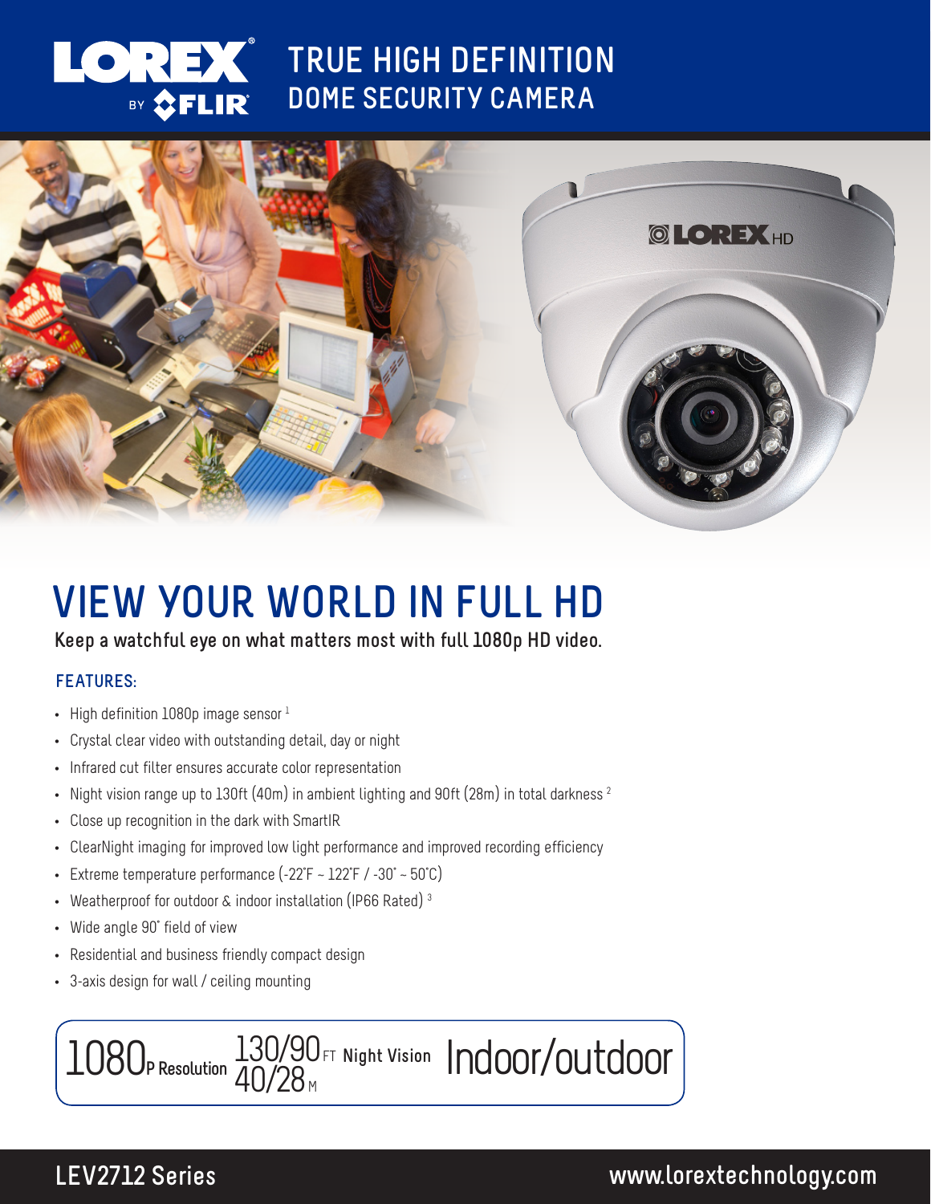# LOREX BY FLIR

## TRUE HIGH DEFINITION DOME SECURITY CAMERA

# VIEW YOUR WORLD IN FULL HD

**Keep a watchful eye on what matters most with full 1080p HD video.**

### FEATURES:

- High definition 1080p image sensor [1]
- Crystal clear video with outstanding detail, day or night
- Infrared cut filter ensures accurate color representation
- Night vision range up to 130ft (40m) in ambient lighting and 90ft (28m) in total darkness [2]
- Close up recognition in the dark with SmartIR
- ClearNight imaging for improved low light performance and improved recording efficiency
- Extreme temperature performance (-22°F ~ 122°F / -30° ~ 50°C)
- Weatherproof for outdoor & indoor installation (IP66 Rated) [3]
- Wide angle 90° field of view
- Residential and business friendly compact design
- 3-axis design for wall / ceiling mounting

1080P Resolution | 130/90 FT 40/28 M Night Vision | Indoor/outdoor

**LEV2712 Series** www.lorextechnology.com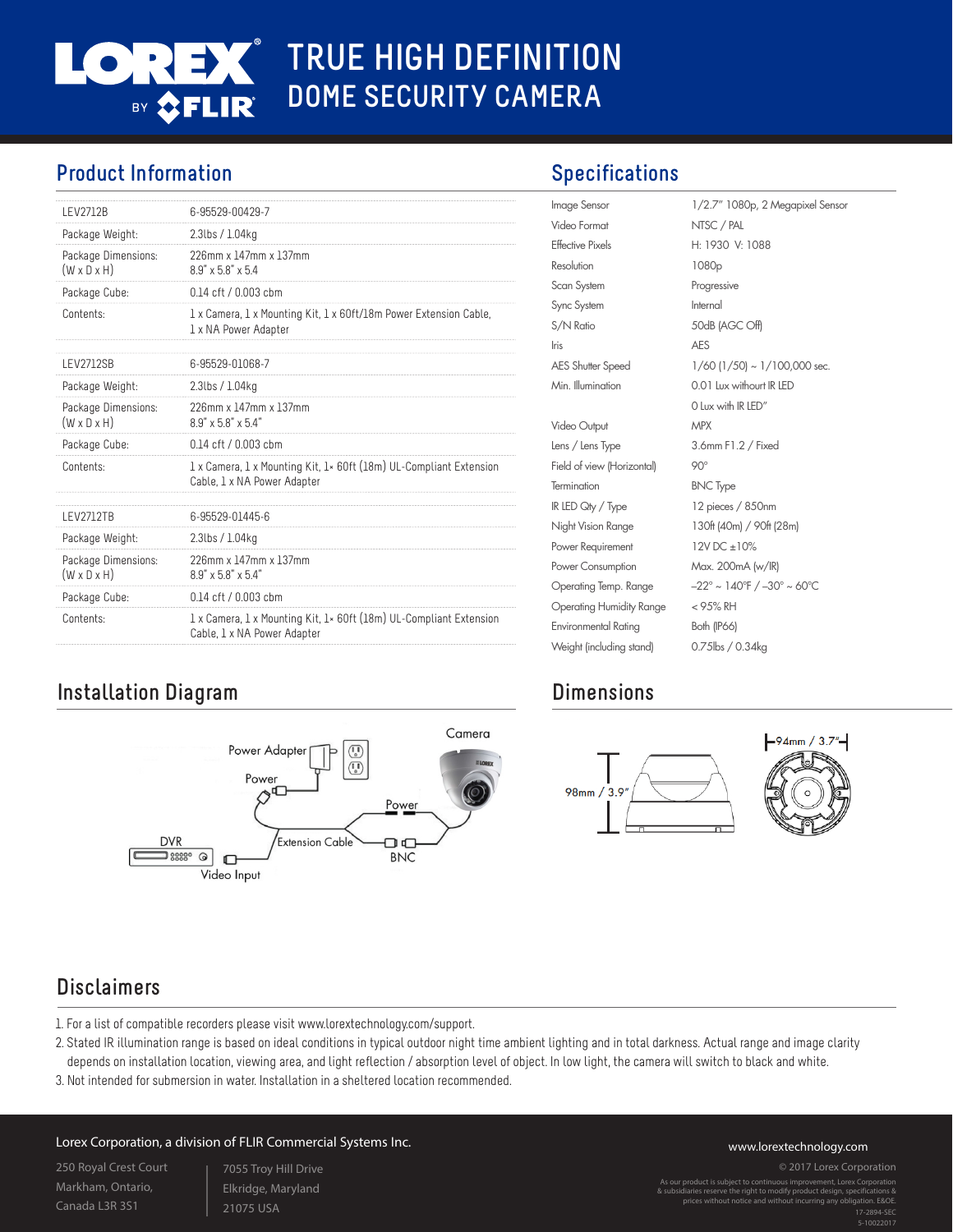# LOREX BY FLIR

# TRUE HIGH DEFINITION DOME SECURITY CAMERA

## Product Information

| | |
|---|---|
| LEV2712B | 6-95529-00429-7 |
| Package Weight: | 2.3lbs / 1.04kg |
| Package Dimensions: (W x D x H) | 226mm x 147mm x 137mm 8.9" x 5.8" x 5.4 |
| Package Cube: | 0.14 cft / 0.003 cbm |
| Contents: | 1 x Camera, 1 x Mounting Kit, 1 x 60ft/18m Power Extension Cable, 1 x NA Power Adapter |
| LEV2712SB | 6-95529-01068-7 |
| Package Weight: | 2.3lbs / 1.04kg |
| Package Dimensions: (W x D x H) | 226mm x 147mm x 137mm 8.9" x 5.8" x 5.4" |
| Package Cube: | 0.14 cft / 0.003 cbm |
| Contents: | 1 x Camera, 1 x Mounting Kit, 1× 60ft (18m) UL-Compliant Extension Cable, 1 x NA Power Adapter |
| LEV2712TB | 6-95529-01445-6 |
| Package Weight: | 2.3lbs / 1.04kg |
| Package Dimensions: (W x D x H) | 226mm x 147mm x 137mm 8.9" x 5.8" x 5.4" |
| Package Cube: | 0.14 cft / 0.003 cbm |
| Contents: | 1 x Camera, 1 x Mounting Kit, 1× 60ft (18m) UL-Compliant Extension Cable, 1 x NA Power Adapter |

## Specifications

| | |
|---|---|
| Image Sensor | 1/2.7" 1080p, 2 Megapixel Sensor |
| Video Format | NTSC / PAL |
| Effective Pixels | H: 1930 V: 1088 |
| Resolution | 1080p |
| Scan System | Progressive |
| Sync System | Internal |
| S/N Ratio | 50dB (AGC Off) |
| Iris | AES |
| AES Shutter Speed | 1/60 (1/50) ~ 1/100,000 sec. |
| Min. Illumination | 0.01 Lux without IR LED<br>0 Lux with IR LED" |
| Video Output | MPX |
| Lens / Lens Type | 3.6mm F1.2 / Fixed |
| Field of view (Horizontal) | 90° |
| Termination | BNC Type |
| IR LED Qty / Type | 12 pieces / 850nm |
| Night Vision Range | 130ft (40m) / 90ft (28m) |
| Power Requirement | 12V DC ±10% |
| Power Consumption | Max. 200mA (w/IR) |
| Operating Temp. Range | –22° ~ 140°F / –30° ~ 60°C |
| Operating Humidity Range | < 95% RH |
| Environmental Rating | Both (IP66) |
| Weight (including stand) | 0.75lbs / 0.34kg |

## Installation Diagram

Camera
Power Adapter
Power
Power
DVR
Extension Cable
BNC
Video Input

## Dimensions

98mm / 3.9"
94mm / 3.7"

## Disclaimers

1. For a list of compatible recorders please visit www.lorextechnology.com/support.
2. Stated IR illumination range is based on ideal conditions in typical outdoor night time ambient lighting and in total darkness. Actual range and image clarity depends on installation location, viewing area, and light reflection / absorption level of object. In low light, the camera will switch to black and white.
3. Not intended for submersion in water. Installation in a sheltered location recommended.

Lorex Corporation, a division of FLIR Commercial Systems Inc.

250 Royal Crest Court
Markham, Ontario,
Canada L3R 3S1

7055 Troy Hill Drive
Elkridge, Maryland
21075 USA

www.lorextechnology.com

© 2017 Lorex Corporation

As our product is subject to continuous improvement, Lorex Corporation & subsidiaries reserve the right to modify product design, specifications & prices without notice and without incurring any obligation. E&OE.

17-2894-SEC
5-10022017